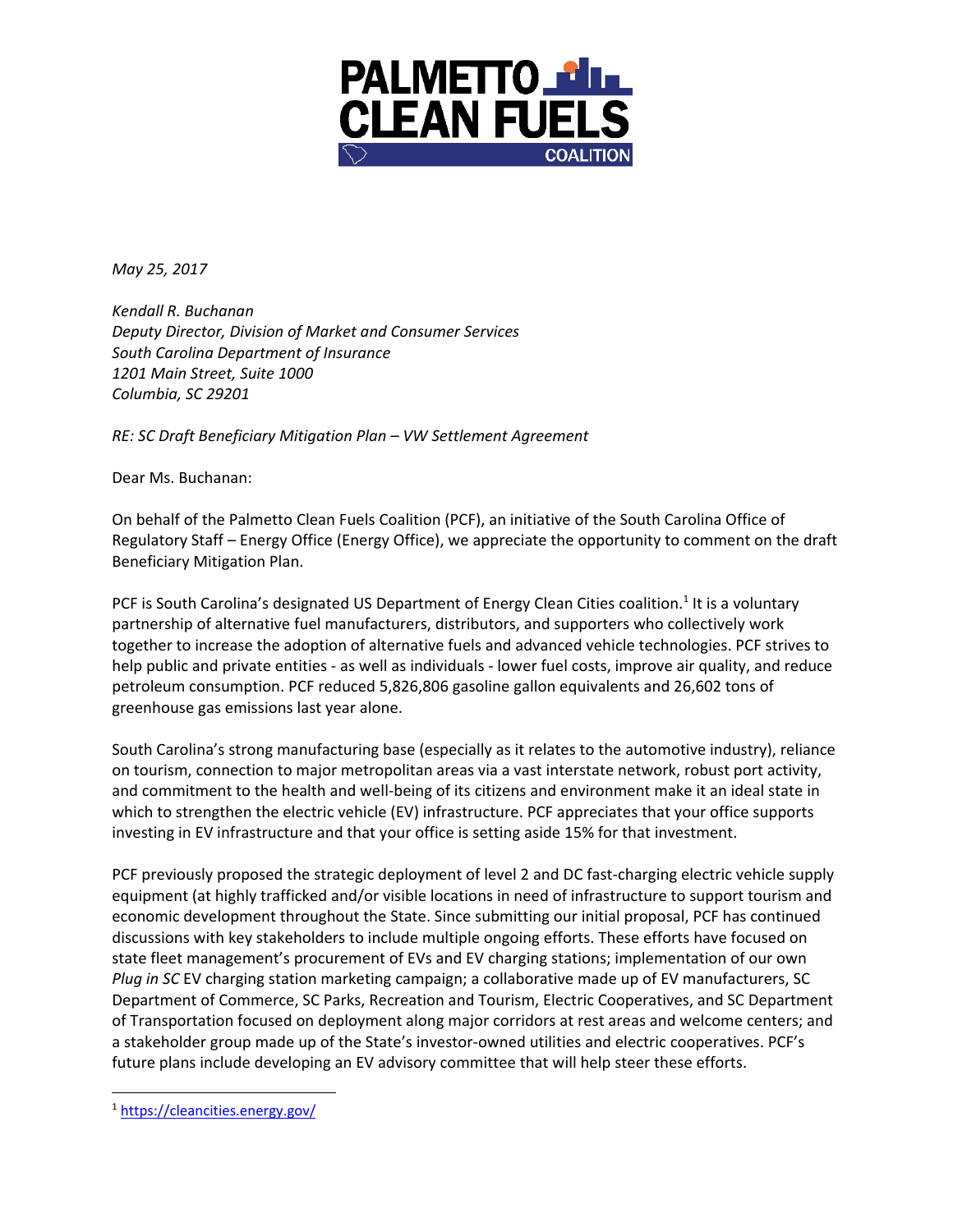*May 25, 2017*

*Kendall R. Buchanan*
*Deputy Director, Division of Market and Consumer Services*
*South Carolina Department of Insurance*
*1201 Main Street, Suite 1000*
*Columbia, SC 29201*

*RE: SC Draft Beneficiary Mitigation Plan – VW Settlement Agreement*

Dear Ms. Buchanan:

On behalf of the Palmetto Clean Fuels Coalition (PCF), an initiative of the South Carolina Office of Regulatory Staff – Energy Office (Energy Office), we appreciate the opportunity to comment on the draft Beneficiary Mitigation Plan.

PCF is South Carolina's designated US Department of Energy Clean Cities coalition.[1] It is a voluntary partnership of alternative fuel manufacturers, distributors, and supporters who collectively work together to increase the adoption of alternative fuels and advanced vehicle technologies. PCF strives to help public and private entities - as well as individuals - lower fuel costs, improve air quality, and reduce petroleum consumption. PCF reduced 5,826,806 gasoline gallon equivalents and 26,602 tons of greenhouse gas emissions last year alone.

South Carolina's strong manufacturing base (especially as it relates to the automotive industry), reliance on tourism, connection to major metropolitan areas via a vast interstate network, robust port activity, and commitment to the health and well-being of its citizens and environment make it an ideal state in which to strengthen the electric vehicle (EV) infrastructure. PCF appreciates that your office supports investing in EV infrastructure and that your office is setting aside 15% for that investment.

PCF previously proposed the strategic deployment of level 2 and DC fast-charging electric vehicle supply equipment (at highly trafficked and/or visible locations in need of infrastructure to support tourism and economic development throughout the State. Since submitting our initial proposal, PCF has continued discussions with key stakeholders to include multiple ongoing efforts. These efforts have focused on state fleet management's procurement of EVs and EV charging stations; implementation of our own *Plug in SC* EV charging station marketing campaign; a collaborative made up of EV manufacturers, SC Department of Commerce, SC Parks, Recreation and Tourism, Electric Cooperatives, and SC Department of Transportation focused on deployment along major corridors at rest areas and welcome centers; and a stakeholder group made up of the State's investor-owned utilities and electric cooperatives. PCF's future plans include developing an EV advisory committee that will help steer these efforts.

---

[1] https://cleancities.energy.gov/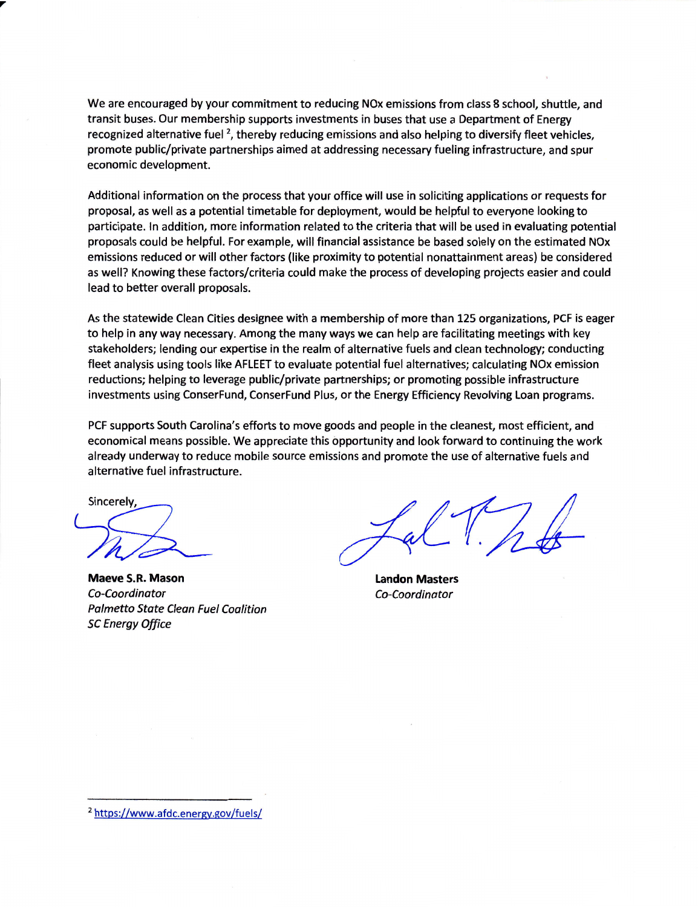We are encouraged by your commitment to reducing NOx emissions from class 8 school, shuttle, and transit buses. Our membership supports investments in buses that use a Department of Energy recognized alternative fuel [2], thereby reducing emissions and also helping to diversify fleet vehicles, promote public/private partnerships aimed at addressing necessary fueling infrastructure, and spur economic development.

Additional information on the process that your office will use in soliciting applications or requests for proposal, as well as a potential timetable for deployment, would be helpful to everyone looking to participate. In addition, more information related to the criteria that will be used in evaluating potential proposals could be helpful. For example, will financial assistance be based solely on the estimated NOx emissions reduced or will other factors (like proximity to potential nonattainment areas) be considered as well? Knowing these factors/criteria could make the process of developing projects easier and could lead to better overall proposals.

As the statewide Clean Cities designee with a membership of more than 125 organizations, PCF is eager to help in any way necessary. Among the many ways we can help are facilitating meetings with key stakeholders; lending our expertise in the realm of alternative fuels and clean technology; conducting fleet analysis using tools like AFLEET to evaluate potential fuel alternatives; calculating NOx emission reductions; helping to leverage public/private partnerships; or promoting possible infrastructure investments using ConserFund, ConserFund Plus, or the Energy Efficiency Revolving Loan programs.

PCF supports South Carolina's efforts to move goods and people in the cleanest, most efficient, and economical means possible. We appreciate this opportunity and look forward to continuing the work already underway to reduce mobile source emissions and promote the use of alternative fuels and alternative fuel infrastructure.

Sincerely,

**Maeve S.R. Mason**
*Co-Coordinator*
*Palmetto State Clean Fuel Coalition*
*SC Energy Office*

**Landon Masters**
*Co-Coordinator*

---

[2] https://www.afdc.energy.gov/fuels/